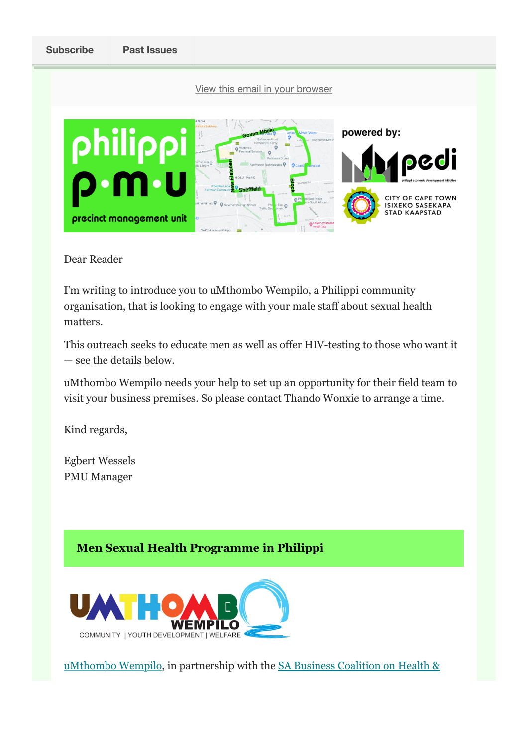Subscribe | Past Issues

View this email in your browser

Dear Reader

I'm writing to introduce you to uMthombo Wempilo, a Philippi community organisation, that is looking to engage with your male staff about sexual health matters.

This outreach seeks to educate men as well as offer HIV-testing to those who want it — see the details below.

uMthombo Wempilo needs your help to set up an opportunity for their field team to visit your business premises. So please contact Thando Wonxie to arrange a time.

Kind regards,

Egbert Wessels
PMU Manager

## Men Sexual Health Programme in Philippi

uMthombo Wempilo, in partnership with the SA Business Coalition on Health &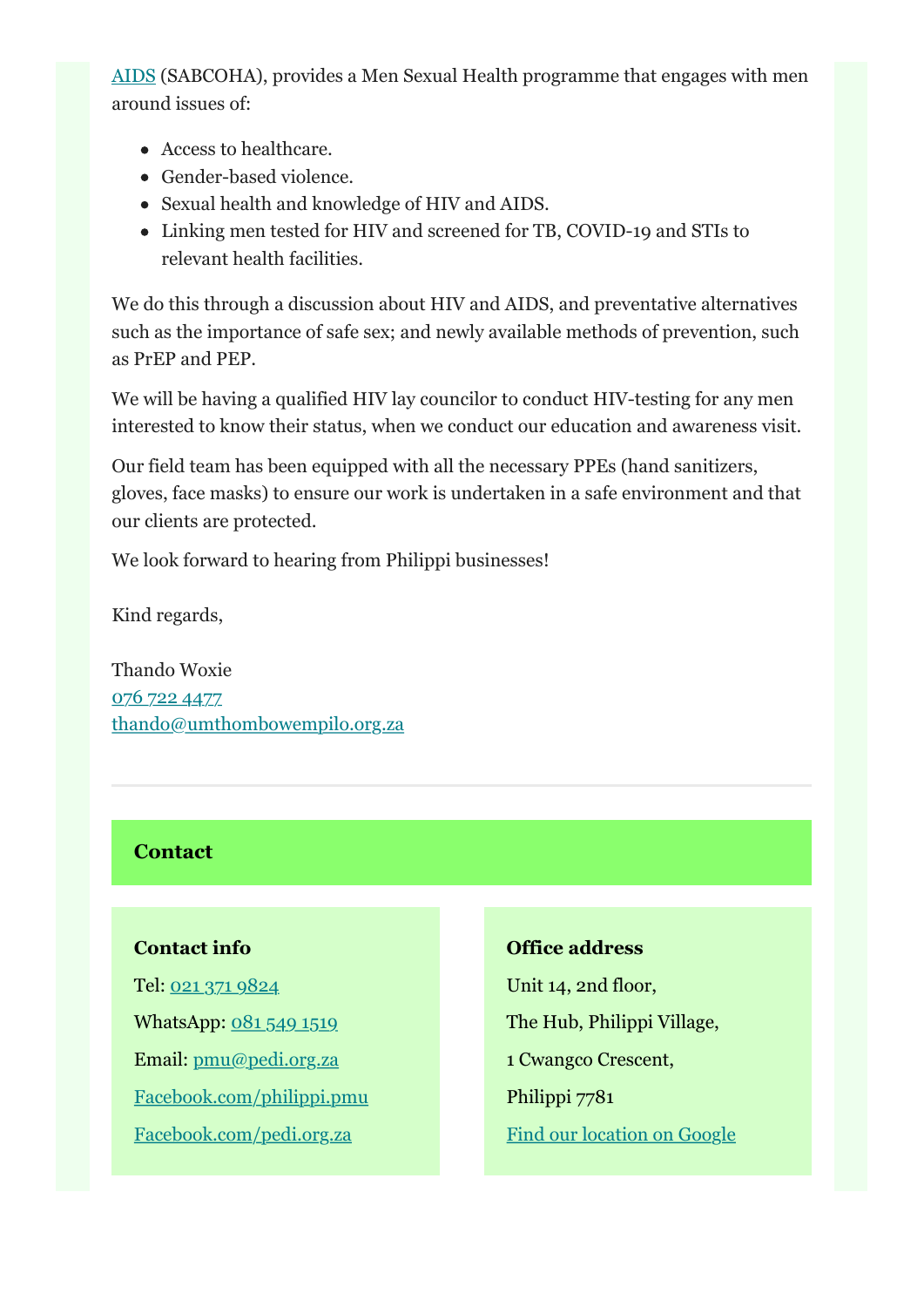AIDS (SABCOHA), provides a Men Sexual Health programme that engages with men around issues of:

- Access to healthcare.
- Gender-based violence.
- Sexual health and knowledge of HIV and AIDS.
- Linking men tested for HIV and screened for TB, COVID-19 and STIs to relevant health facilities.

We do this through a discussion about HIV and AIDS, and preventative alternatives such as the importance of safe sex; and newly available methods of prevention, such as PrEP and PEP.

We will be having a qualified HIV lay councilor to conduct HIV-testing for any men interested to know their status, when we conduct our education and awareness visit.

Our field team has been equipped with all the necessary PPEs (hand sanitizers, gloves, face masks) to ensure our work is undertaken in a safe environment and that our clients are protected.

We look forward to hearing from Philippi businesses!

Kind regards,

Thando Woxie
076 722 4477
thando@umthombowempilo.org.za

---

## Contact

**Contact info**

Tel: 021 371 9824

WhatsApp: 081 549 1519

Email: pmu@pedi.org.za

Facebook.com/philippi.pmu

Facebook.com/pedi.org.za

**Office address**

Unit 14, 2nd floor,

The Hub, Philippi Village,

1 Cwangco Crescent,

Philippi 7781

Find our location on Google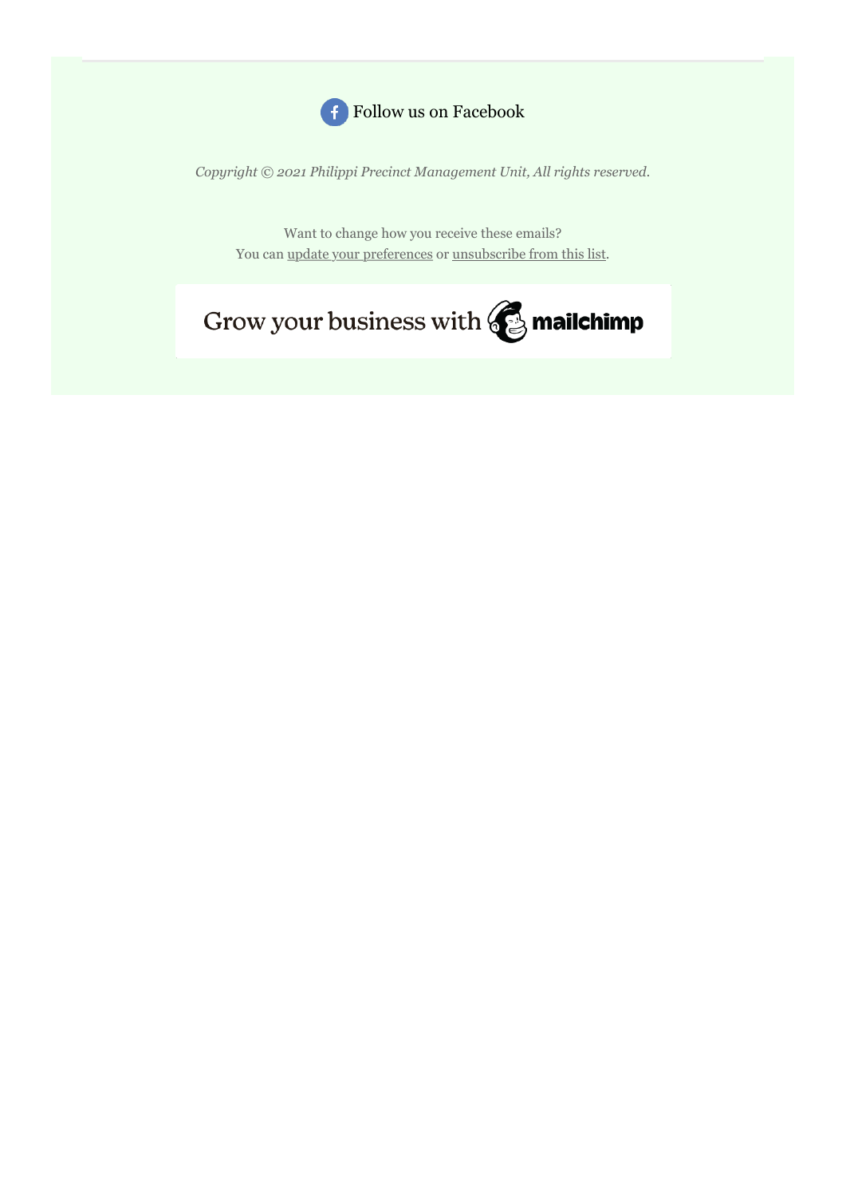Follow us on Facebook

*Copyright © 2021 Philippi Precinct Management Unit, All rights reserved.*

Want to change how you receive these emails?
You can update your preferences or unsubscribe from this list.

Grow your business with mailchimp